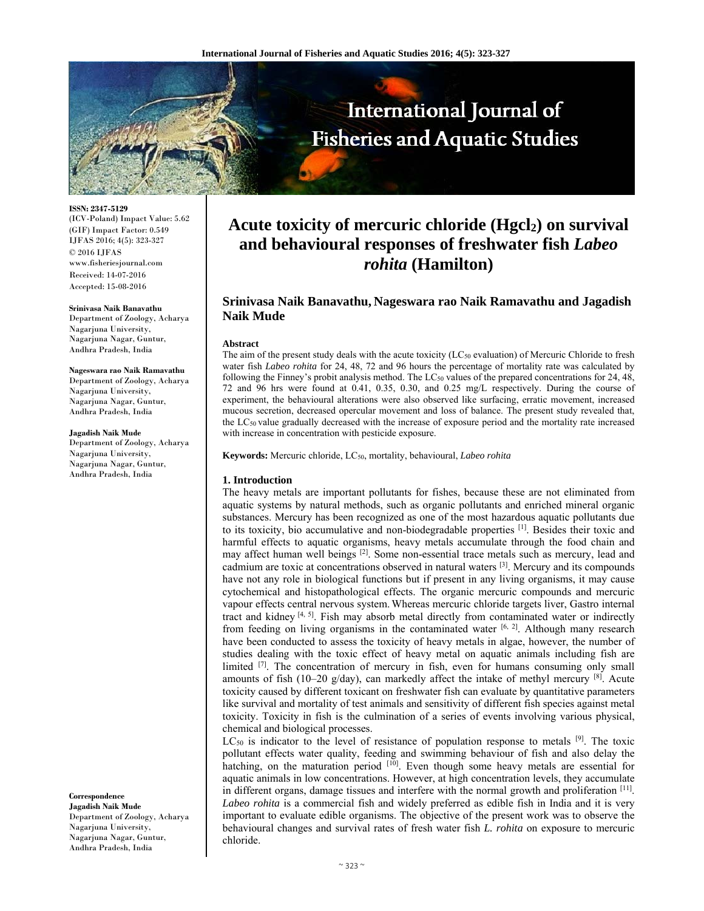# Acute toxicity of mercuric chloride ($Hgcl_2$) on survival and behavioural responses of freshwater fish *Labeo rohita* (Hamilton)

**Srinivasa Naik Banavathu, Nageswara rao Naik Ramavathu and Jagadish Naik Mude**

ISSN: 2347-5129
(ICV-Poland) Impact Value: 5.62
(GIF) Impact Factor: 0.549
IJFAS 2016; 4(5): 323-327
© 2016 IJFAS
www.fisheriesjournal.com
Received: 14-07-2016
Accepted: 15-08-2016

**Srinivasa Naik Banavathu**
Department of Zoology, Acharya Nagarjuna University, Nagarjuna Nagar, Guntur, Andhra Pradesh, India

**Nageswara rao Naik Ramavathu**
Department of Zoology, Acharya Nagarjuna University, Nagarjuna Nagar, Guntur, Andhra Pradesh, India

**Jagadish Naik Mude**
Department of Zoology, Acharya Nagarjuna University, Nagarjuna Nagar, Guntur, Andhra Pradesh, India

**Correspondence**
**Jagadish Naik Mude**
Department of Zoology, Acharya Nagarjuna University, Nagarjuna Nagar, Guntur, Andhra Pradesh, India

### Abstract

The aim of the present study deals with the acute toxicity ($LC_{50}$ evaluation) of Mercuric Chloride to fresh water fish *Labeo rohita* for 24, 48, 72 and 96 hours the percentage of mortality rate was calculated by following the Finney's probit analysis method. The $LC_{50}$ values of the prepared concentrations for 24, 48, 72 and 96 hrs were found at 0.41, 0.35, 0.30, and 0.25 mg/L respectively. During the course of experiment, the behavioural alterations were also observed like surfacing, erratic movement, increased mucous secretion, decreased opercular movement and loss of balance. The present study revealed that, the $LC_{50}$ value gradually decreased with the increase of exposure period and the mortality rate increased with increase in concentration with pesticide exposure.

**Keywords:** Mercuric chloride, $LC_{50}$, mortality, behavioural, *Labeo rohita*

## 1. Introduction

The heavy metals are important pollutants for fishes, because these are not eliminated from aquatic systems by natural methods, such as organic pollutants and enriched mineral organic substances. Mercury has been recognized as one of the most hazardous aquatic pollutants due to its toxicity, bio accumulative and non-biodegradable properties [1]. Besides their toxic and harmful effects to aquatic organisms, heavy metals accumulate through the food chain and may affect human well beings [2]. Some non-essential trace metals such as mercury, lead and cadmium are toxic at concentrations observed in natural waters [3]. Mercury and its compounds have not any role in biological functions but if present in any living organisms, it may cause cytochemical and histopathological effects. The organic mercuric compounds and mercuric vapour effects central nervous system. Whereas mercuric chloride targets liver, Gastro internal tract and kidney [4, 5]. Fish may absorb metal directly from contaminated water or indirectly from feeding on living organisms in the contaminated water [6, 2]. Although many research have been conducted to assess the toxicity of heavy metals in algae, however, the number of studies dealing with the toxic effect of heavy metal on aquatic animals including fish are limited [7]. The concentration of mercury in fish, even for humans consuming only small amounts of fish (10–20 g/day), can markedly affect the intake of methyl mercury [8]. Acute toxicity caused by different toxicant on freshwater fish can evaluate by quantitative parameters like survival and mortality of test animals and sensitivity of different fish species against metal toxicity. Toxicity in fish is the culmination of a series of events involving various physical, chemical and biological processes.

$LC_{50}$ is indicator to the level of resistance of population response to metals [9]. The toxic pollutant effects water quality, feeding and swimming behaviour of fish and also delay the hatching, on the maturation period [10]. Even though some heavy metals are essential for aquatic animals in low concentrations. However, at high concentration levels, they accumulate in different organs, damage tissues and interfere with the normal growth and proliferation [11]. *Labeo rohita* is a commercial fish and widely preferred as edible fish in India and it is very important to evaluate edible organisms. The objective of the present work was to observe the behavioural changes and survival rates of fresh water fish *L. rohita* on exposure to mercuric chloride.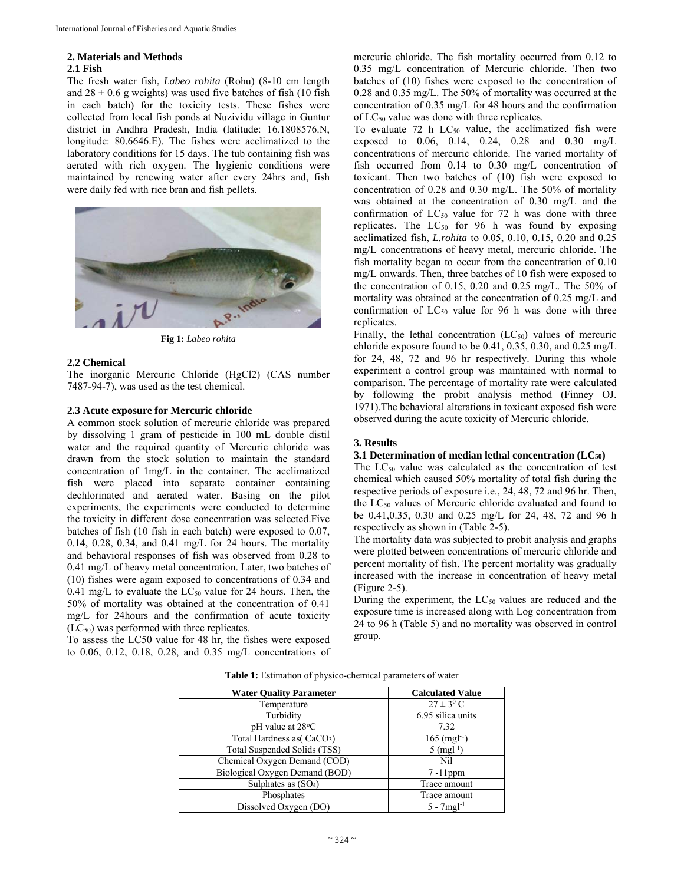## 2. Materials and Methods

### 2.1 Fish

The fresh water fish, *Labeo rohita* (Rohu) (8-10 cm length and 28 ± 0.6 g weights) was used five batches of fish (10 fish in each batch) for the toxicity tests. These fishes were collected from local fish ponds at Nuzividu village in Guntur district in Andhra Pradesh, India (latitude: 16.1808576.N, longitude: 80.6646.E). The fishes were acclimatized to the laboratory conditions for 15 days. The tub containing fish was aerated with rich oxygen. The hygienic conditions were maintained by renewing water after every 24hrs and, fish were daily fed with rice bran and fish pellets.

**Fig 1:** *Labeo rohita*

### 2.2 Chemical

The inorganic Mercuric Chloride (HgCl2) (CAS number 7487-94-7), was used as the test chemical.

### 2.3 Acute exposure for Mercuric chloride

A common stock solution of mercuric chloride was prepared by dissolving 1 gram of pesticide in 100 mL double distil water and the required quantity of Mercuric chloride was drawn from the stock solution to maintain the standard concentration of 1mg/L in the container. The acclimatized fish were placed into separate container containing dechlorinated and aerated water. Basing on the pilot experiments, the experiments were conducted to determine the toxicity in different dose concentration was selected.Five batches of fish (10 fish in each batch) were exposed to 0.07, 0.14, 0.28, 0.34, and 0.41 mg/L for 24 hours. The mortality and behavioral responses of fish was observed from 0.28 to 0.41 mg/L of heavy metal concentration. Later, two batches of (10) fishes were again exposed to concentrations of 0.34 and 0.41 mg/L to evaluate the $LC_{50}$ value for 24 hours. Then, the 50% of mortality was obtained at the concentration of 0.41 mg/L for 24hours and the confirmation of acute toxicity ($LC_{50}$) was performed with three replicates.

To assess the LC50 value for 48 hr, the fishes were exposed to 0.06, 0.12, 0.18, 0.28, and 0.35 mg/L concentrations of mercuric chloride. The fish mortality occurred from 0.12 to 0.35 mg/L concentration of Mercuric chloride. Then two batches of (10) fishes were exposed to the concentration of 0.28 and 0.35 mg/L. The 50% of mortality was occurred at the concentration of 0.35 mg/L for 48 hours and the confirmation of $LC_{50}$ value was done with three replicates.

To evaluate 72 h $LC_{50}$ value, the acclimatized fish were exposed to 0.06, 0.14, 0.24, 0.28 and 0.30 mg/L concentrations of mercuric chloride. The varied mortality of fish occurred from 0.14 to 0.30 mg/L concentration of toxicant. Then two batches of (10) fish were exposed to concentration of 0.28 and 0.30 mg/L. The 50% of mortality was obtained at the concentration of 0.30 mg/L and the confirmation of $LC_{50}$ value for 72 h was done with three replicates. The $LC_{50}$ for 96 h was found by exposing acclimatized fish, *L.rohita* to 0.05, 0.10, 0.15, 0.20 and 0.25 mg/L concentrations of heavy metal, mercuric chloride. The fish mortality began to occur from the concentration of 0.10 mg/L onwards. Then, three batches of 10 fish were exposed to the concentration of 0.15, 0.20 and 0.25 mg/L. The 50% of mortality was obtained at the concentration of 0.25 mg/L and confirmation of $LC_{50}$ value for 96 h was done with three replicates.

Finally, the lethal concentration ($LC_{50}$) values of mercuric chloride exposure found to be 0.41, 0.35, 0.30, and 0.25 mg/L for 24, 48, 72 and 96 hr respectively. During this whole experiment a control group was maintained with normal to comparison. The percentage of mortality rate were calculated by following the probit analysis method (Finney OJ. 1971).The behavioral alterations in toxicant exposed fish were observed during the acute toxicity of Mercuric chloride.

## 3. Results

### 3.1 Determination of median lethal concentration ($LC_{50}$)

The $LC_{50}$ value was calculated as the concentration of test chemical which caused 50% mortality of total fish during the respective periods of exposure i.e., 24, 48, 72 and 96 hr. Then, the $LC_{50}$ values of Mercuric chloride evaluated and found to be 0.41,0.35, 0.30 and 0.25 mg/L for 24, 48, 72 and 96 h respectively as shown in (Table 2-5).

The mortality data was subjected to probit analysis and graphs were plotted between concentrations of mercuric chloride and percent mortality of fish. The percent mortality was gradually increased with the increase in concentration of heavy metal (Figure 2-5).

During the experiment, the $LC_{50}$ values are reduced and the exposure time is increased along with Log concentration from 24 to 96 h (Table 5) and no mortality was observed in control group.

**Table 1:** Estimation of physico-chemical parameters of water

| Water Quality Parameter | Calculated Value |
|---|---|
| Temperature | $27 \pm 3^0$ C |
| Turbidity | 6.95 silica units |
| pH value at 28°C | 7.32 |
| Total Hardness as( $CaCO_3$) | 165 ($mgl^{-1}$) |
| Total Suspended Solids (TSS) | 5 ($mgl^{-1}$) |
| Chemical Oxygen Demand (COD) | Nil |
| Biological Oxygen Demand (BOD) | 7 -11ppm |
| Sulphates as ($SO_4$) | Trace amount |
| Phosphates | Trace amount |
| Dissolved Oxygen (DO) | 5 - 7$mgl^{-1}$ |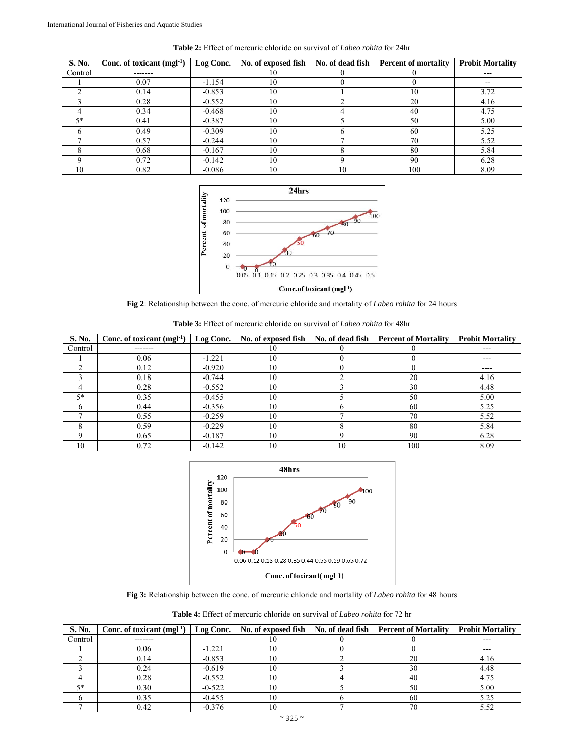**Table 2:** Effect of mercuric chloride on survival of *Labeo rohita* for 24hr

| S. No. | Conc. of toxicant ($mgl^{-1}$) | Log Conc. | No. of exposed fish | No. of dead fish | Percent of mortality | Probit Mortality |
|---|---|---|---|---|---|---|
| Control | ------- | | 10 | 0 | 0 | --- |
| 1 | 0.07 | -1.154 | 10 | 0 | 0 | -- |
| 2 | 0.14 | -0.853 | 10 | 1 | 10 | 3.72 |
| 3 | 0.28 | -0.552 | 10 | 2 | 20 | 4.16 |
| 4 | 0.34 | -0.468 | 10 | 4 | 40 | 4.75 |
| 5* | 0.41 | -0.387 | 10 | 5 | 50 | 5.00 |
| 6 | 0.49 | -0.309 | 10 | 6 | 60 | 5.25 |
| 7 | 0.57 | -0.244 | 10 | 7 | 70 | 5.52 |
| 8 | 0.68 | -0.167 | 10 | 8 | 80 | 5.84 |
| 9 | 0.72 | -0.142 | 10 | 9 | 90 | 6.28 |
| 10 | 0.82 | -0.086 | 10 | 10 | 100 | 8.09 |

**Fig 2**: Relationship between the conc. of mercuric chloride and mortality of *Labeo rohita* for 24 hours

**Table 3:** Effect of mercuric chloride on survival of *Labeo rohita* for 48hr

| S. No. | Conc. of toxicant ($mgl^{-1}$) | Log Conc. | No. of exposed fish | No. of dead fish | Percent of Mortality | Probit Mortality |
|---|---|---|---|---|---|---|
| Control | ------- | | 10 | 0 | 0 | --- |
| 1 | 0.06 | -1.221 | 10 | 0 | 0 | --- |
| 2 | 0.12 | -0.920 | 10 | 0 | 0 | ---- |
| 3 | 0.18 | -0.744 | 10 | 2 | 20 | 4.16 |
| 4 | 0.28 | -0.552 | 10 | 3 | 30 | 4.48 |
| 5* | 0.35 | -0.455 | 10 | 5 | 50 | 5.00 |
| 6 | 0.44 | -0.356 | 10 | 6 | 60 | 5.25 |
| 7 | 0.55 | -0.259 | 10 | 7 | 70 | 5.52 |
| 8 | 0.59 | -0.229 | 10 | 8 | 80 | 5.84 |
| 9 | 0.65 | -0.187 | 10 | 9 | 90 | 6.28 |
| 10 | 0.72 | -0.142 | 10 | 10 | 100 | 8.09 |

**Fig 3:** Relationship between the conc. of mercuric chloride and mortality of *Labeo rohita* for 48 hours

**Table 4:** Effect of mercuric chloride on survival of *Labeo rohita* for 72 hr

| S. No. | Conc. of toxicant ($mgl^{-1}$) | Log Conc. | No. of exposed fish | No. of dead fish | Percent of Mortality | Probit Mortality |
|---|---|---|---|---|---|---|
| Control | ------- | | 10 | 0 | 0 | --- |
| 1 | 0.06 | -1.221 | 10 | 0 | 0 | --- |
| 2 | 0.14 | -0.853 | 10 | 2 | 20 | 4.16 |
| 3 | 0.24 | -0.619 | 10 | 3 | 30 | 4.48 |
| 4 | 0.28 | -0.552 | 10 | 4 | 40 | 4.75 |
| 5* | 0.30 | -0.522 | 10 | 5 | 50 | 5.00 |
| 6 | 0.35 | -0.455 | 10 | 6 | 60 | 5.25 |
| 7 | 0.42 | -0.376 | 10 | 7 | 70 | 5.52 |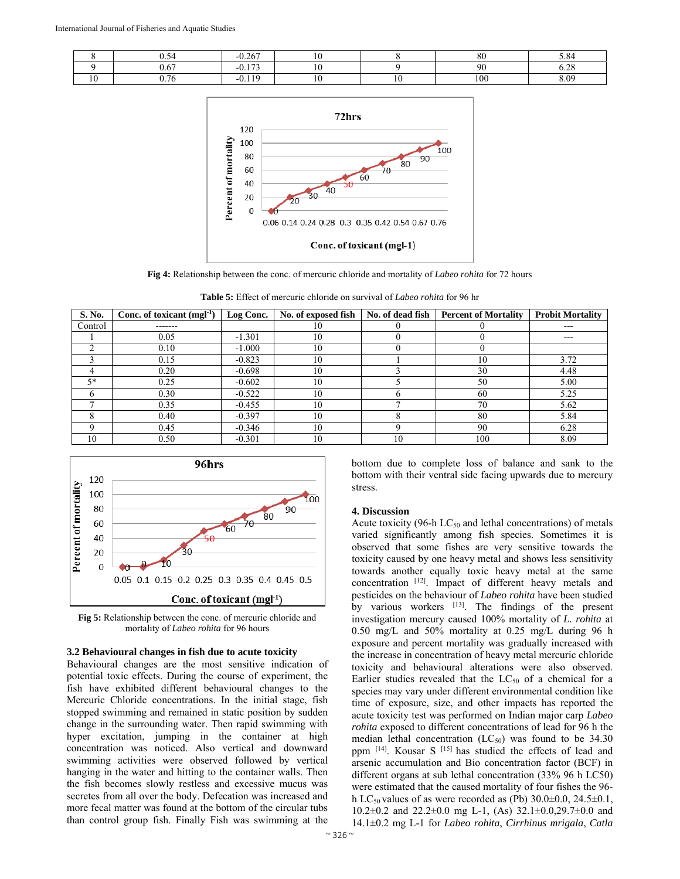| 8 | 0.54 | -0.267 | 10 | 8 | 80 | 5.84 |
|---|---|---|---|---|---|---|
| 9 | 0.67 | -0.173 | 10 | 9 | 90 | 6.28 |
| 10 | 0.76 | -0.119 | 10 | 10 | 100 | 8.09 |

**Fig 4:** Relationship between the conc. of mercuric chloride and mortality of *Labeo rohita* for 72 hours

**Table 5:** Effect of mercuric chloride on survival of *Labeo rohita* for 96 hr

| S. No. | Conc. of toxicant (mgl$^{-1}$) | Log Conc. | No. of exposed fish | No. of dead fish | Percent of Mortality | Probit Mortality |
|---|---|---|---|---|---|---|
| Control | ------- | | 10 | 0 | 0 | --- |
| 1 | 0.05 | -1.301 | 10 | 0 | 0 | --- |
| 2 | 0.10 | -1.000 | 10 | 0 | 0 | |
| 3 | 0.15 | -0.823 | 10 | 1 | 10 | 3.72 |
| 4 | 0.20 | -0.698 | 10 | 3 | 30 | 4.48 |
| 5* | 0.25 | -0.602 | 10 | 5 | 50 | 5.00 |
| 6 | 0.30 | -0.522 | 10 | 6 | 60 | 5.25 |
| 7 | 0.35 | -0.455 | 10 | 7 | 70 | 5.62 |
| 8 | 0.40 | -0.397 | 10 | 8 | 80 | 5.84 |
| 9 | 0.45 | -0.346 | 10 | 9 | 90 | 6.28 |
| 10 | 0.50 | -0.301 | 10 | 10 | 100 | 8.09 |

**Fig 5:** Relationship between the conc. of mercuric chloride and mortality of *Labeo rohita* for 96 hours

### 3.2 Behavioural changes in fish due to acute toxicity

Behavioural changes are the most sensitive indication of potential toxic effects. During the course of experiment, the fish have exhibited different behavioural changes to the Mercuric Chloride concentrations. In the initial stage, fish stopped swimming and remained in static position by sudden change in the surrounding water. Then rapid swimming with hyper excitation, jumping in the container at high concentration was noticed. Also vertical and downward swimming activities were observed followed by vertical hanging in the water and hitting to the container walls. Then the fish becomes slowly restless and excessive mucus was secretes from all over the body. Defecation was increased and more fecal matter was found at the bottom of the circular tubs than control group fish. Finally Fish was swimming at the bottom due to complete loss of balance and sank to the bottom with their ventral side facing upwards due to mercury stress.

## 4. Discussion

Acute toxicity (96-h $LC_{50}$ and lethal concentrations) of metals varied significantly among fish species. Sometimes it is observed that some fishes are very sensitive towards the toxicity caused by one heavy metal and shows less sensitivity towards another equally toxic heavy metal at the same concentration [12]. Impact of different heavy metals and pesticides on the behaviour of *Labeo rohita* have been studied by various workers [13]. The findings of the present investigation mercury caused 100% mortality of *L. rohita* at 0.50 mg/L and 50% mortality at 0.25 mg/L during 96 h exposure and percent mortality was gradually increased with the increase in concentration of heavy metal mercuric chloride toxicity and behavioural alterations were also observed. Earlier studies revealed that the $LC_{50}$ of a chemical for a species may vary under different environmental condition like time of exposure, size, and other impacts has reported the acute toxicity test was performed on Indian major carp *Labeo rohita* exposed to different concentrations of lead for 96 h the median lethal concentration ($LC_{50}$) was found to be 34.30 ppm [14]. Kousar S [15] has studied the effects of lead and arsenic accumulation and Bio concentration factor (BCF) in different organs at sub lethal concentration (33% 96 h LC50) were estimated that the caused mortality of four fishes the 96-h $LC_{50}$ values of as were recorded as (Pb) 30.0±0.0, 24.5±0.1, 10.2±0.2 and 22.2±0.0 mg L-1, (As) 32.1±0.0,29.7±0.0 and 14.1±0.2 mg L-1 for *Labeo rohita*, *Cirrhinus mrigala*, *Catla*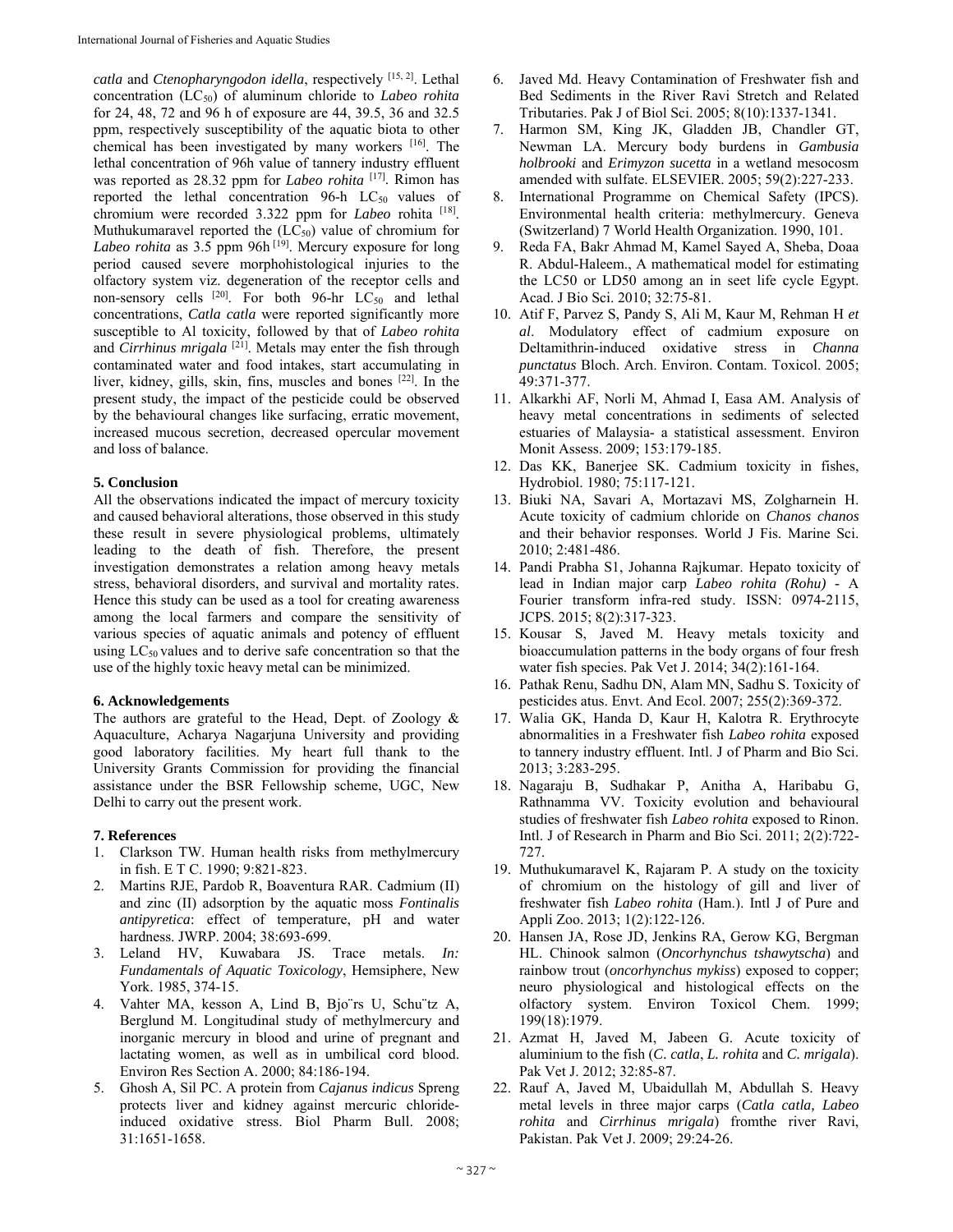*catla* and *Ctenopharyngodon idella*, respectively [15, 2]. Lethal concentration ($LC_{50}$) of aluminum chloride to *Labeo rohita* for 24, 48, 72 and 96 h of exposure are 44, 39.5, 36 and 32.5 ppm, respectively susceptibility of the aquatic biota to other chemical has been investigated by many workers [16]. The lethal concentration of 96h value of tannery industry effluent was reported as 28.32 ppm for *Labeo rohita* [17]. Rimon has reported the lethal concentration 96-h $LC_{50}$ values of chromium were recorded 3.322 ppm for *Labeo* rohita [18]. Muthukumaravel reported the ($LC_{50}$) value of chromium for *Labeo rohita* as 3.5 ppm 96h [19]. Mercury exposure for long period caused severe morphohistological injuries to the olfactory system viz. degeneration of the receptor cells and non-sensory cells [20]. For both 96-hr $LC_{50}$ and lethal concentrations, *Catla catla* were reported significantly more susceptible to Al toxicity, followed by that of *Labeo rohita* and *Cirrhinus mrigala* [21]. Metals may enter the fish through contaminated water and food intakes, start accumulating in liver, kidney, gills, skin, fins, muscles and bones [22]. In the present study, the impact of the pesticide could be observed by the behavioural changes like surfacing, erratic movement, increased mucous secretion, decreased opercular movement and loss of balance.

## 5. Conclusion

All the observations indicated the impact of mercury toxicity and caused behavioral alterations, those observed in this study these result in severe physiological problems, ultimately leading to the death of fish. Therefore, the present investigation demonstrates a relation among heavy metals stress, behavioral disorders, and survival and mortality rates. Hence this study can be used as a tool for creating awareness among the local farmers and compare the sensitivity of various species of aquatic animals and potency of effluent using $LC_{50}$ values and to derive safe concentration so that the use of the highly toxic heavy metal can be minimized.

## 6. Acknowledgements

The authors are grateful to the Head, Dept. of Zoology & Aquaculture, Acharya Nagarjuna University and providing good laboratory facilities. My heart full thank to the University Grants Commission for providing the financial assistance under the BSR Fellowship scheme, UGC, New Delhi to carry out the present work.

## 7. References

1. Clarkson TW. Human health risks from methylmercury in fish. E T C. 1990; 9:821-823.
2. Martins RJE, Pardob R, Boaventura RAR. Cadmium (II) and zinc (II) adsorption by the aquatic moss *Fontinalis antipyretica*: effect of temperature, pH and water hardness. JWRP. 2004; 38:693-699.
3. Leland HV, Kuwabara JS. Trace metals. *In: Fundamentals of Aquatic Toxicology*, Hemsiphere, New York. 1985, 374-15.
4. Vahter MA, kesson A, Lind B, Bjo¨rs U, Schu¨tz A, Berglund M. Longitudinal study of methylmercury and inorganic mercury in blood and urine of pregnant and lactating women, as well as in umbilical cord blood. Environ Res Section A. 2000; 84:186-194.
5. Ghosh A, Sil PC. A protein from *Cajanus indicus* Spreng protects liver and kidney against mercuric chloride-induced oxidative stress. Biol Pharm Bull. 2008; 31:1651-1658.
6. Javed Md. Heavy Contamination of Freshwater fish and Bed Sediments in the River Ravi Stretch and Related Tributaries. Pak J of Biol Sci. 2005; 8(10):1337-1341.
7. Harmon SM, King JK, Gladden JB, Chandler GT, Newman LA. Mercury body burdens in *Gambusia holbrooki* and *Erimyzon sucetta* in a wetland mesocosm amended with sulfate. ELSEVIER. 2005; 59(2):227-233.
8. International Programme on Chemical Safety (IPCS). Environmental health criteria: methylmercury. Geneva (Switzerland) 7 World Health Organization. 1990, 101.
9. Reda FA, Bakr Ahmad M, Kamel Sayed A, Sheba, Doaa R. Abdul-Haleem., A mathematical model for estimating the LC50 or LD50 among an in seet life cycle Egypt. Acad. J Bio Sci. 2010; 32:75-81.
10. Atif F, Parvez S, Pandy S, Ali M, Kaur M, Rehman H *et al*. Modulatory effect of cadmium exposure on Deltamithrin-induced oxidative stress in *Channa punctatus* Bloch. Arch. Environ. Contam. Toxicol. 2005; 49:371-377.
11. Alkarkhi AF, Norli M, Ahmad I, Easa AM. Analysis of heavy metal concentrations in sediments of selected estuaries of Malaysia- a statistical assessment. Environ Monit Assess. 2009; 153:179-185.
12. Das KK, Banerjee SK. Cadmium toxicity in fishes, Hydrobiol. 1980; 75:117-121.
13. Biuki NA, Savari A, Mortazavi MS, Zolgharnein H. Acute toxicity of cadmium chloride on *Chanos chanos* and their behavior responses. World J Fis. Marine Sci. 2010; 2:481-486.
14. Pandi Prabha S1, Johanna Rajkumar. Hepato toxicity of lead in Indian major carp *Labeo rohita (Rohu)* - A Fourier transform infra-red study. ISSN: 0974-2115, JCPS. 2015; 8(2):317-323.
15. Kousar S, Javed M. Heavy metals toxicity and bioaccumulation patterns in the body organs of four fresh water fish species. Pak Vet J. 2014; 34(2):161-164.
16. Pathak Renu, Sadhu DN, Alam MN, Sadhu S. Toxicity of pesticides atus. Envt. And Ecol. 2007; 255(2):369-372.
17. Walia GK, Handa D, Kaur H, Kalotra R. Erythrocyte abnormalities in a Freshwater fish *Labeo rohita* exposed to tannery industry effluent. Intl. J of Pharm and Bio Sci. 2013; 3:283-295.
18. Nagaraju B, Sudhakar P, Anitha A, Haribabu G, Rathnamma VV. Toxicity evolution and behavioural studies of freshwater fish *Labeo rohita* exposed to Rinon. Intl. J of Research in Pharm and Bio Sci. 2011; 2(2):722-727.
19. Muthukumaravel K, Rajaram P. A study on the toxicity of chromium on the histology of gill and liver of freshwater fish *Labeo rohita* (Ham.). Intl J of Pure and Appli Zoo. 2013; 1(2):122-126.
20. Hansen JA, Rose JD, Jenkins RA, Gerow KG, Bergman HL. Chinook salmon (*Oncorhynchus tshawytscha*) and rainbow trout (*oncorhynchus mykiss*) exposed to copper; neuro physiological and histological effects on the olfactory system. Environ Toxicol Chem. 1999; 199(18):1979.
21. Azmat H, Javed M, Jabeen G. Acute toxicity of aluminium to the fish (*C. catla*, *L. rohita* and *C. mrigala*). Pak Vet J. 2012; 32:85-87.
22. Rauf A, Javed M, Ubaidullah M, Abdullah S. Heavy metal levels in three major carps (*Catla catla, Labeo rohita* and *Cirrhinus mrigala*) fromthe river Ravi, Pakistan. Pak Vet J. 2009; 29:24-26.